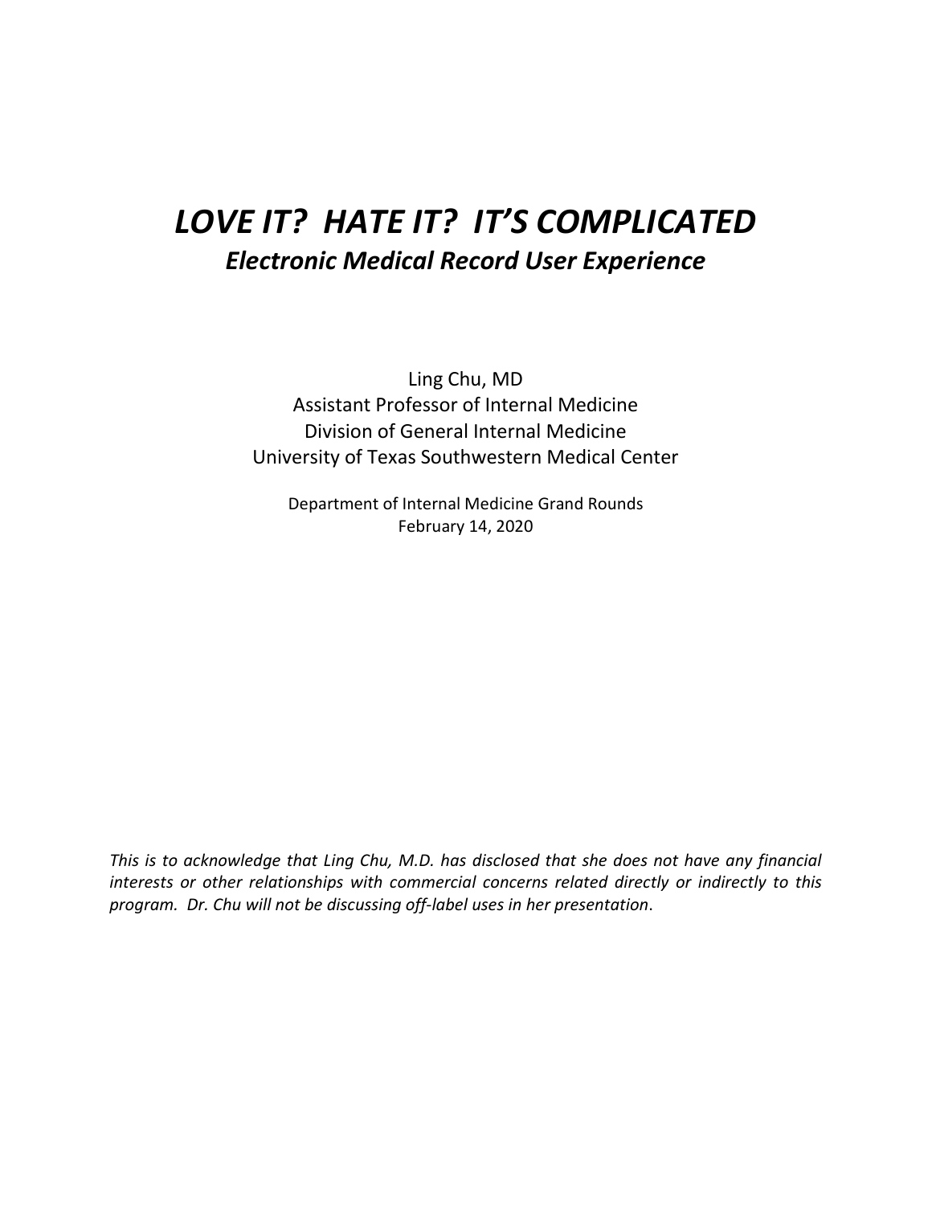# *LOVE IT? HATE IT? IT'S COMPLICATED*

## *Electronic Medical Record User Experience*

Ling Chu, MD
Assistant Professor of Internal Medicine
Division of General Internal Medicine
University of Texas Southwestern Medical Center

Department of Internal Medicine Grand Rounds
February 14, 2020

*This is to acknowledge that Ling Chu, M.D. has disclosed that she does not have any financial interests or other relationships with commercial concerns related directly or indirectly to this program. Dr. Chu will not be discussing off-label uses in her presentation.*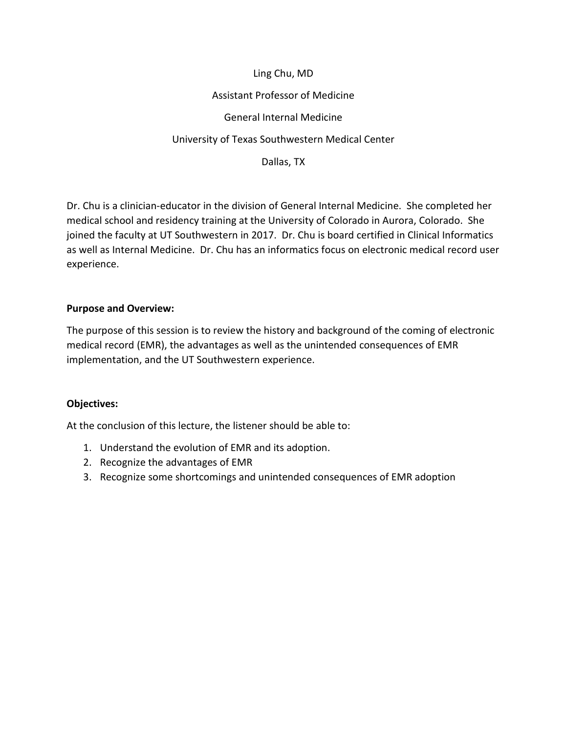Ling Chu, MD

Assistant Professor of Medicine

General Internal Medicine

University of Texas Southwestern Medical Center

Dallas, TX

Dr. Chu is a clinician-educator in the division of General Internal Medicine. She completed her medical school and residency training at the University of Colorado in Aurora, Colorado. She joined the faculty at UT Southwestern in 2017. Dr. Chu is board certified in Clinical Informatics as well as Internal Medicine. Dr. Chu has an informatics focus on electronic medical record user experience.

**Purpose and Overview:**

The purpose of this session is to review the history and background of the coming of electronic medical record (EMR), the advantages as well as the unintended consequences of EMR implementation, and the UT Southwestern experience.

**Objectives:**

At the conclusion of this lecture, the listener should be able to:

1. Understand the evolution of EMR and its adoption.
2. Recognize the advantages of EMR
3. Recognize some shortcomings and unintended consequences of EMR adoption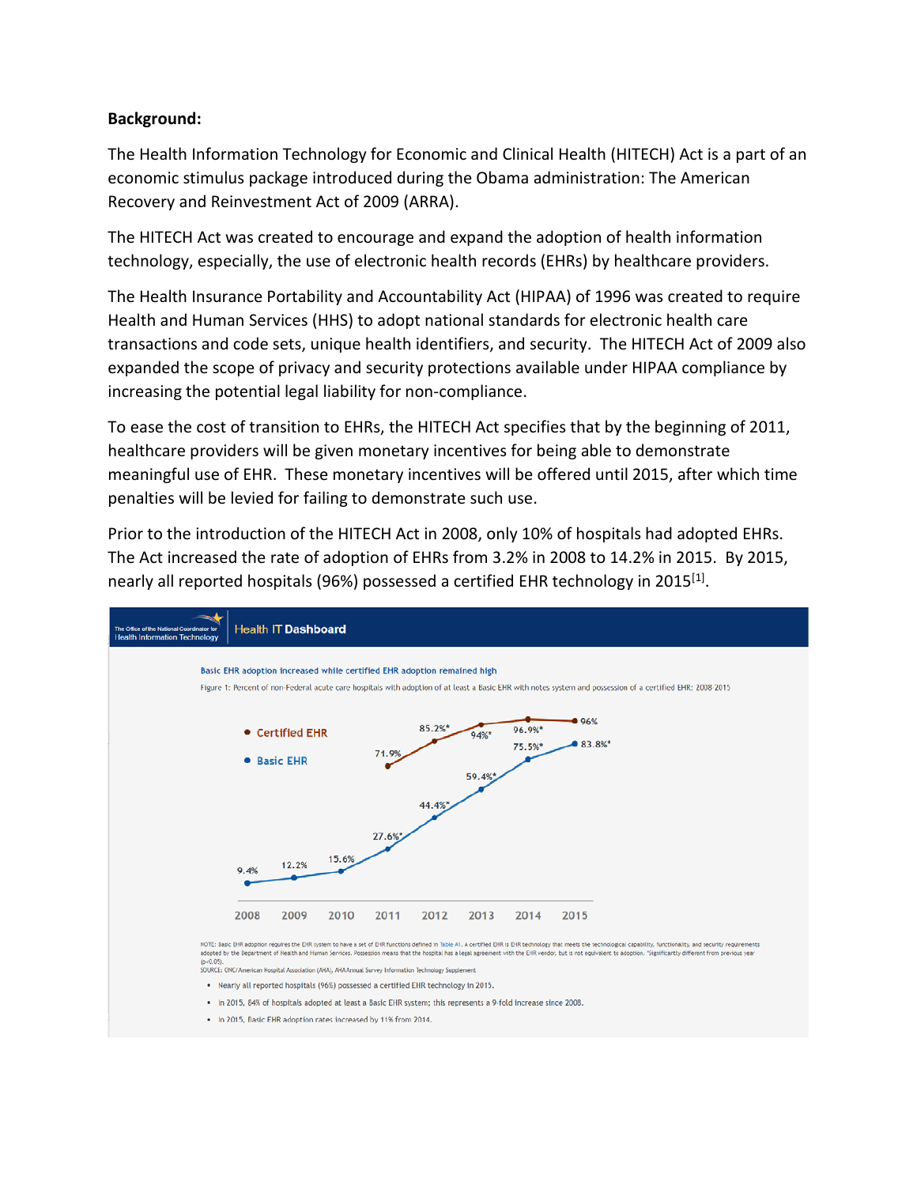**Background:**

The Health Information Technology for Economic and Clinical Health (HITECH) Act is a part of an economic stimulus package introduced during the Obama administration: The American Recovery and Reinvestment Act of 2009 (ARRA).

The HITECH Act was created to encourage and expand the adoption of health information technology, especially, the use of electronic health records (EHRs) by healthcare providers.

The Health Insurance Portability and Accountability Act (HIPAA) of 1996 was created to require Health and Human Services (HHS) to adopt national standards for electronic health care transactions and code sets, unique health identifiers, and security. The HITECH Act of 2009 also expanded the scope of privacy and security protections available under HIPAA compliance by increasing the potential legal liability for non-compliance.

To ease the cost of transition to EHRs, the HITECH Act specifies that by the beginning of 2011, healthcare providers will be given monetary incentives for being able to demonstrate meaningful use of EHR. These monetary incentives will be offered until 2015, after which time penalties will be levied for failing to demonstrate such use.

Prior to the introduction of the HITECH Act in 2008, only 10% of hospitals had adopted EHRs. The Act increased the rate of adoption of EHRs from 3.2% in 2008 to 14.2% in 2015. By 2015, nearly all reported hospitals (96%) possessed a certified EHR technology in 2015[1].

The Office of the National Coordinator for Health Information Technology — Health IT Dashboard

Basic EHR adoption increased while certified EHR adoption remained high

Figure 1: Percent of non-Federal acute care hospitals with adoption of at least a Basic EHR with notes system and possession of a certified EHR: 2008-2015

| Year | Certified EHR | Basic EHR |
| --- | --- | --- |
| 2008 | | 9.4% |
| 2009 | | 12.2% |
| 2010 | | 15.6% |
| 2011 | 71.9% | 27.6%* |
| 2012 | 85.2%* | 44.4%* |
| 2013 | 94%* | 59.4%* |
| 2014 | 96.9%* | 75.5%* |
| 2015 | 96% | 83.8%* |

NOTE: Basic EHR adoption requires the EHR system to have a set of EHR functions defined in Table A1. A certified EHR is EHR technology that meets the technological capability, functionality, and security requirements adopted by the Department of Health and Human Services. Possession means that the hospital has a legal agreement with the EHR vendor, but is not equivalent to adoption. *Significantly different from previous year (p<0.05).
SOURCE: ONC/American Hospital Association (AHA), AHAAnnual Survey Information Technology Supplement

- Nearly all reported hospitals (96%) possessed a certified EHR technology in 2015.
- In 2015, 84% of hospitals adopted at least a Basic EHR system; this represents a 9-fold increase since 2008.
- In 2015, Basic EHR adoption rates increased by 11% from 2014.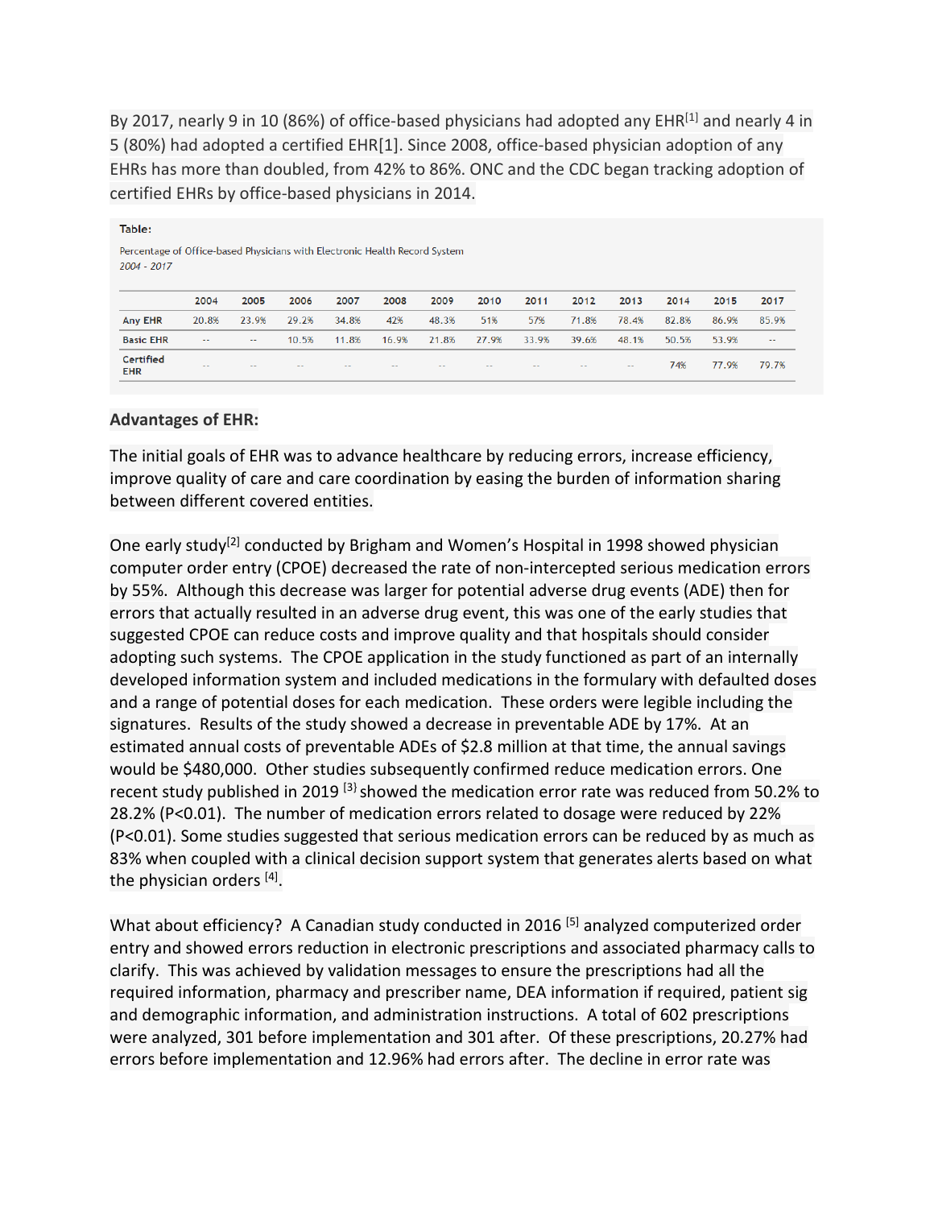By 2017, nearly 9 in 10 (86%) of office-based physicians had adopted any EHR[1] and nearly 4 in 5 (80%) had adopted a certified EHR[1]. Since 2008, office-based physician adoption of any EHRs has more than doubled, from 42% to 86%. ONC and the CDC began tracking adoption of certified EHRs by office-based physicians in 2014.

**Table:**

Percentage of Office-based Physicians with Electronic Health Record System
*2004 - 2017*

| | 2004 | 2005 | 2006 | 2007 | 2008 | 2009 | 2010 | 2011 | 2012 | 2013 | 2014 | 2015 | 2017 |
|---|---|---|---|---|---|---|---|---|---|---|---|---|---|
| Any EHR | 20.8% | 23.9% | 29.2% | 34.8% | 42% | 48.3% | 51% | 57% | 71.8% | 78.4% | 82.8% | 86.9% | 85.9% |
| Basic EHR | -- | -- | 10.5% | 11.8% | 16.9% | 21.8% | 27.9% | 33.9% | 39.6% | 48.1% | 50.5% | 53.9% | -- |
| Certified EHR | -- | -- | -- | -- | -- | -- | -- | -- | -- | -- | 74% | 77.9% | 79.7% |

**Advantages of EHR:**

The initial goals of EHR was to advance healthcare by reducing errors, increase efficiency, improve quality of care and care coordination by easing the burden of information sharing between different covered entities.

One early study[2] conducted by Brigham and Women's Hospital in 1998 showed physician computer order entry (CPOE) decreased the rate of non-intercepted serious medication errors by 55%. Although this decrease was larger for potential adverse drug events (ADE) then for errors that actually resulted in an adverse drug event, this was one of the early studies that suggested CPOE can reduce costs and improve quality and that hospitals should consider adopting such systems. The CPOE application in the study functioned as part of an internally developed information system and included medications in the formulary with defaulted doses and a range of potential doses for each medication. These orders were legible including the signatures. Results of the study showed a decrease in preventable ADE by 17%. At an estimated annual costs of preventable ADEs of $2.8 million at that time, the annual savings would be $480,000. Other studies subsequently confirmed reduce medication errors. One recent study published in 2019 [3] showed the medication error rate was reduced from 50.2% to 28.2% (P<0.01). The number of medication errors related to dosage were reduced by 22% (P<0.01). Some studies suggested that serious medication errors can be reduced by as much as 83% when coupled with a clinical decision support system that generates alerts based on what the physician orders [4].

What about efficiency? A Canadian study conducted in 2016 [5] analyzed computerized order entry and showed errors reduction in electronic prescriptions and associated pharmacy calls to clarify. This was achieved by validation messages to ensure the prescriptions had all the required information, pharmacy and prescriber name, DEA information if required, patient sig and demographic information, and administration instructions. A total of 602 prescriptions were analyzed, 301 before implementation and 301 after. Of these prescriptions, 20.27% had errors before implementation and 12.96% had errors after. The decline in error rate was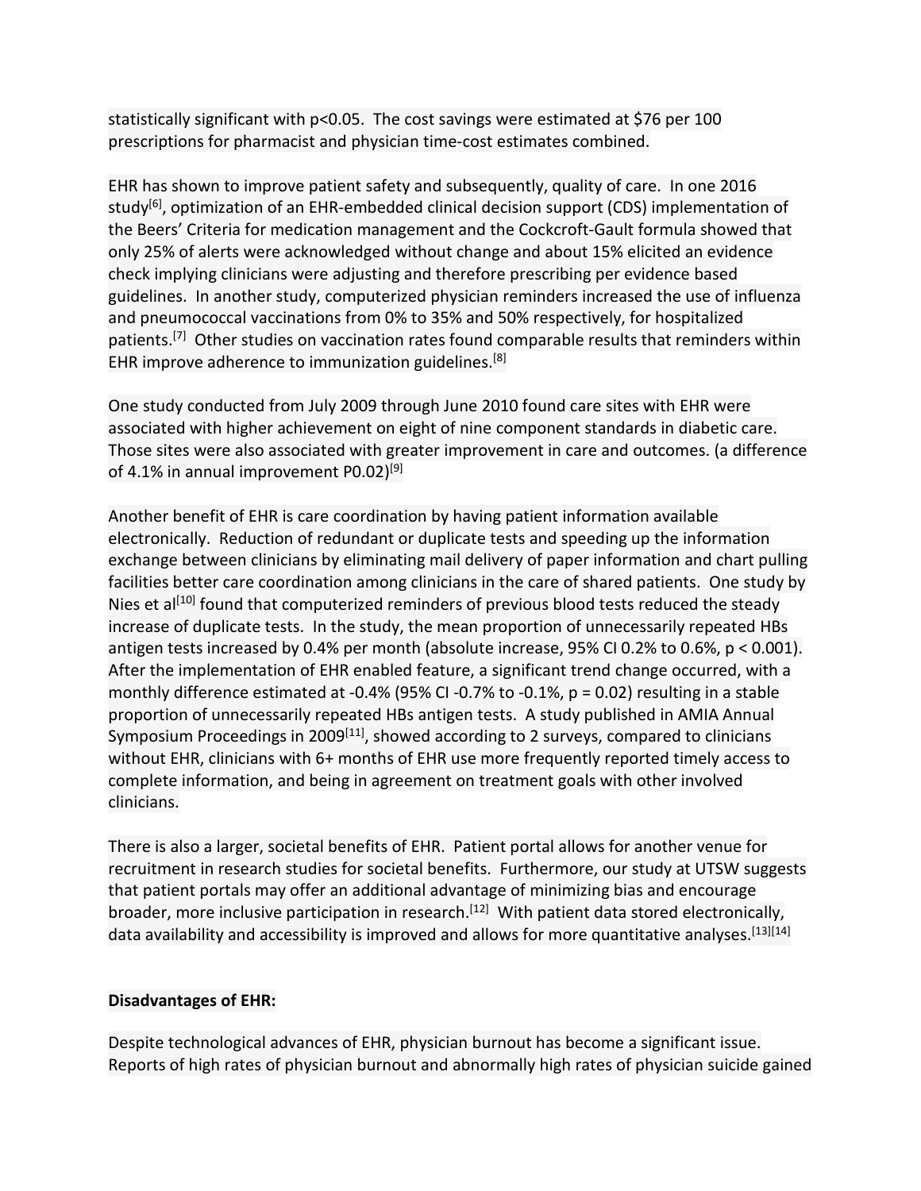statistically significant with $p<0.05$. The cost savings were estimated at $76 per 100 prescriptions for pharmacist and physician time-cost estimates combined.

EHR has shown to improve patient safety and subsequently, quality of care. In one 2016 study[6], optimization of an EHR-embedded clinical decision support (CDS) implementation of the Beers' Criteria for medication management and the Cockcroft-Gault formula showed that only 25% of alerts were acknowledged without change and about 15% elicited an evidence check implying clinicians were adjusting and therefore prescribing per evidence based guidelines. In another study, computerized physician reminders increased the use of influenza and pneumococcal vaccinations from 0% to 35% and 50% respectively, for hospitalized patients.[7] Other studies on vaccination rates found comparable results that reminders within EHR improve adherence to immunization guidelines.[8]

One study conducted from July 2009 through June 2010 found care sites with EHR were associated with higher achievement on eight of nine component standards in diabetic care. Those sites were also associated with greater improvement in care and outcomes. (a difference of 4.1% in annual improvement P0.02)[9]

Another benefit of EHR is care coordination by having patient information available electronically. Reduction of redundant or duplicate tests and speeding up the information exchange between clinicians by eliminating mail delivery of paper information and chart pulling facilities better care coordination among clinicians in the care of shared patients. One study by Nies et al[10] found that computerized reminders of previous blood tests reduced the steady increase of duplicate tests. In the study, the mean proportion of unnecessarily repeated HBs antigen tests increased by 0.4% per month (absolute increase, 95% CI 0.2% to 0.6%, $p < 0.001$). After the implementation of EHR enabled feature, a significant trend change occurred, with a monthly difference estimated at -0.4% (95% CI -0.7% to -0.1%, $p = 0.02$) resulting in a stable proportion of unnecessarily repeated HBs antigen tests. A study published in AMIA Annual Symposium Proceedings in 2009[11], showed according to 2 surveys, compared to clinicians without EHR, clinicians with 6+ months of EHR use more frequently reported timely access to complete information, and being in agreement on treatment goals with other involved clinicians.

There is also a larger, societal benefits of EHR. Patient portal allows for another venue for recruitment in research studies for societal benefits. Furthermore, our study at UTSW suggests that patient portals may offer an additional advantage of minimizing bias and encourage broader, more inclusive participation in research.[12] With patient data stored electronically, data availability and accessibility is improved and allows for more quantitative analyses.[13][14]

**Disadvantages of EHR:**

Despite technological advances of EHR, physician burnout has become a significant issue. Reports of high rates of physician burnout and abnormally high rates of physician suicide gained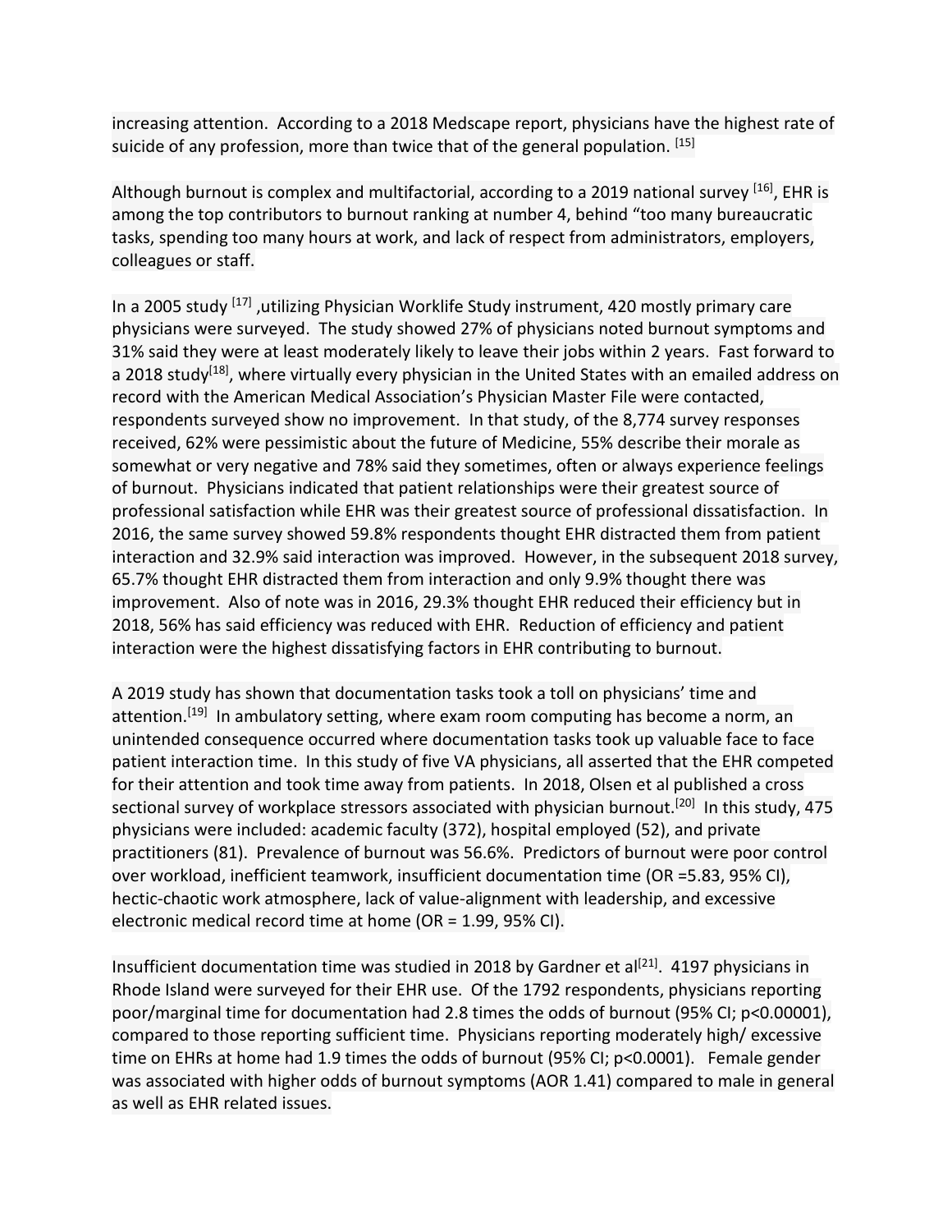increasing attention. According to a 2018 Medscape report, physicians have the highest rate of suicide of any profession, more than twice that of the general population. [15]

Although burnout is complex and multifactorial, according to a 2019 national survey [16], EHR is among the top contributors to burnout ranking at number 4, behind "too many bureaucratic tasks, spending too many hours at work, and lack of respect from administrators, employers, colleagues or staff.

In a 2005 study [17] ,utilizing Physician Worklife Study instrument, 420 mostly primary care physicians were surveyed. The study showed 27% of physicians noted burnout symptoms and 31% said they were at least moderately likely to leave their jobs within 2 years. Fast forward to a 2018 study[18], where virtually every physician in the United States with an emailed address on record with the American Medical Association's Physician Master File were contacted, respondents surveyed show no improvement. In that study, of the 8,774 survey responses received, 62% were pessimistic about the future of Medicine, 55% describe their morale as somewhat or very negative and 78% said they sometimes, often or always experience feelings of burnout. Physicians indicated that patient relationships were their greatest source of professional satisfaction while EHR was their greatest source of professional dissatisfaction. In 2016, the same survey showed 59.8% respondents thought EHR distracted them from patient interaction and 32.9% said interaction was improved. However, in the subsequent 2018 survey, 65.7% thought EHR distracted them from interaction and only 9.9% thought there was improvement. Also of note was in 2016, 29.3% thought EHR reduced their efficiency but in 2018, 56% has said efficiency was reduced with EHR. Reduction of efficiency and patient interaction were the highest dissatisfying factors in EHR contributing to burnout.

A 2019 study has shown that documentation tasks took a toll on physicians' time and attention.[19] In ambulatory setting, where exam room computing has become a norm, an unintended consequence occurred where documentation tasks took up valuable face to face patient interaction time. In this study of five VA physicians, all asserted that the EHR competed for their attention and took time away from patients. In 2018, Olsen et al published a cross sectional survey of workplace stressors associated with physician burnout.[20] In this study, 475 physicians were included: academic faculty (372), hospital employed (52), and private practitioners (81). Prevalence of burnout was 56.6%. Predictors of burnout were poor control over workload, inefficient teamwork, insufficient documentation time (OR =5.83, 95% CI), hectic-chaotic work atmosphere, lack of value-alignment with leadership, and excessive electronic medical record time at home (OR = 1.99, 95% CI).

Insufficient documentation time was studied in 2018 by Gardner et al[21]. 4197 physicians in Rhode Island were surveyed for their EHR use. Of the 1792 respondents, physicians reporting poor/marginal time for documentation had 2.8 times the odds of burnout (95% CI; $p<0.00001$), compared to those reporting sufficient time. Physicians reporting moderately high/ excessive time on EHRs at home had 1.9 times the odds of burnout (95% CI; $p<0.0001$). Female gender was associated with higher odds of burnout symptoms (AOR 1.41) compared to male in general as well as EHR related issues.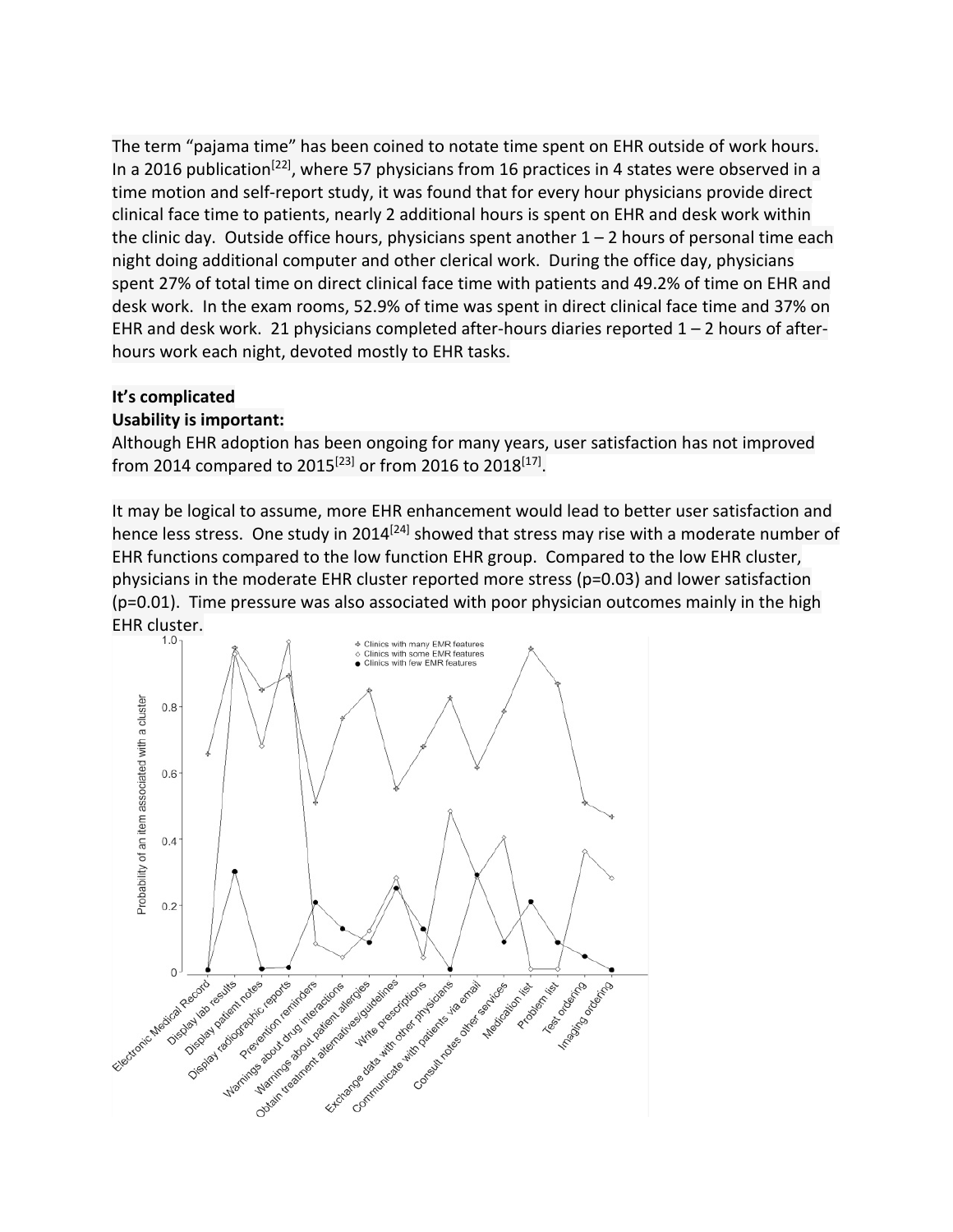The term "pajama time" has been coined to notate time spent on EHR outside of work hours. In a 2016 publication[22], where 57 physicians from 16 practices in 4 states were observed in a time motion and self-report study, it was found that for every hour physicians provide direct clinical face time to patients, nearly 2 additional hours is spent on EHR and desk work within the clinic day. Outside office hours, physicians spent another 1 – 2 hours of personal time each night doing additional computer and other clerical work. During the office day, physicians spent 27% of total time on direct clinical face time with patients and 49.2% of time on EHR and desk work. In the exam rooms, 52.9% of time was spent in direct clinical face time and 37% on EHR and desk work. 21 physicians completed after-hours diaries reported 1 – 2 hours of after-hours work each night, devoted mostly to EHR tasks.

**It's complicated**

**Usability is important:**

Although EHR adoption has been ongoing for many years, user satisfaction has not improved from 2014 compared to 2015[23] or from 2016 to 2018[17].

It may be logical to assume, more EHR enhancement would lead to better user satisfaction and hence less stress. One study in 2014[24] showed that stress may rise with a moderate number of EHR functions compared to the low function EHR group. Compared to the low EHR cluster, physicians in the moderate EHR cluster reported more stress ($p=0.03$) and lower satisfaction ($p=0.01$). Time pressure was also associated with poor physician outcomes mainly in the high EHR cluster.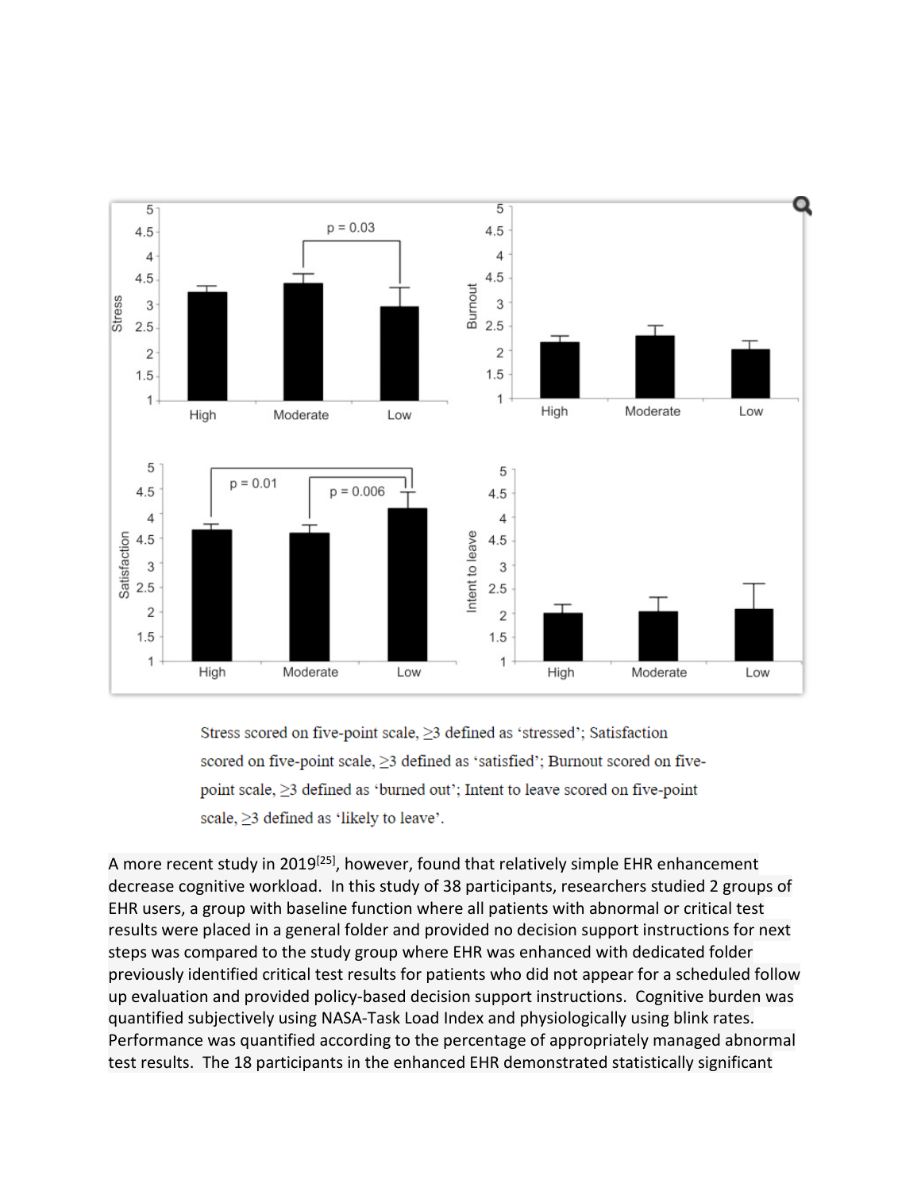Stress scored on five-point scale, $\geq 3$ defined as 'stressed'; Satisfaction scored on five-point scale, $\geq 3$ defined as 'satisfied'; Burnout scored on five-point scale, $\geq 3$ defined as 'burned out'; Intent to leave scored on five-point scale, $\geq 3$ defined as 'likely to leave'.

A more recent study in 2019[25], however, found that relatively simple EHR enhancement decrease cognitive workload. In this study of 38 participants, researchers studied 2 groups of EHR users, a group with baseline function where all patients with abnormal or critical test results were placed in a general folder and provided no decision support instructions for next steps was compared to the study group where EHR was enhanced with dedicated folder previously identified critical test results for patients who did not appear for a scheduled follow up evaluation and provided policy-based decision support instructions. Cognitive burden was quantified subjectively using NASA-Task Load Index and physiologically using blink rates. Performance was quantified according to the percentage of appropriately managed abnormal test results. The 18 participants in the enhanced EHR demonstrated statistically significant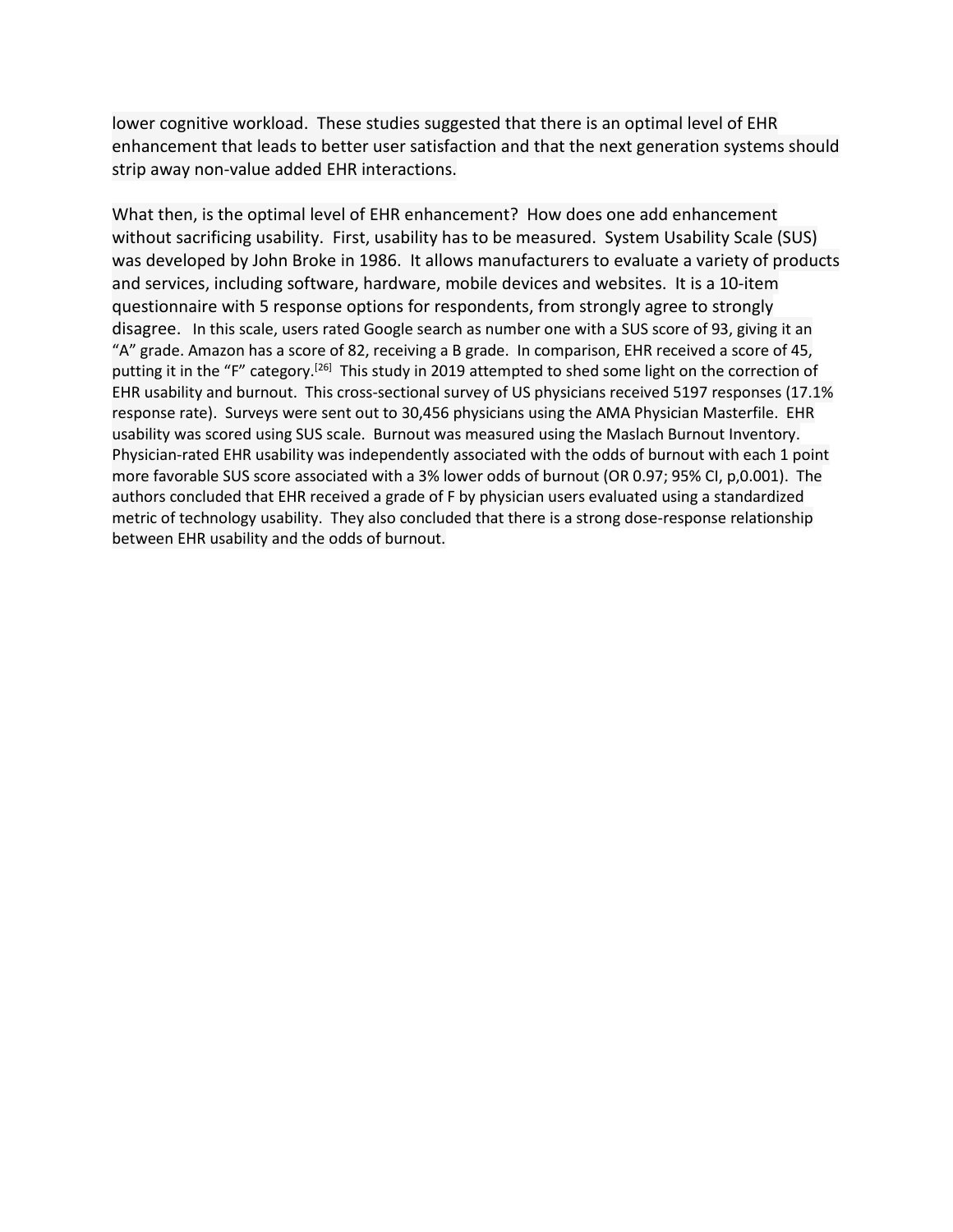lower cognitive workload. These studies suggested that there is an optimal level of EHR enhancement that leads to better user satisfaction and that the next generation systems should strip away non-value added EHR interactions.

What then, is the optimal level of EHR enhancement? How does one add enhancement without sacrificing usability. First, usability has to be measured. System Usability Scale (SUS) was developed by John Broke in 1986. It allows manufacturers to evaluate a variety of products and services, including software, hardware, mobile devices and websites. It is a 10-item questionnaire with 5 response options for respondents, from strongly agree to strongly disagree. In this scale, users rated Google search as number one with a SUS score of 93, giving it an "A" grade. Amazon has a score of 82, receiving a B grade. In comparison, EHR received a score of 45, putting it in the "F" category.[26] This study in 2019 attempted to shed some light on the correction of EHR usability and burnout. This cross-sectional survey of US physicians received 5197 responses (17.1% response rate). Surveys were sent out to 30,456 physicians using the AMA Physician Masterfile. EHR usability was scored using SUS scale. Burnout was measured using the Maslach Burnout Inventory. Physician-rated EHR usability was independently associated with the odds of burnout with each 1 point more favorable SUS score associated with a 3% lower odds of burnout (OR 0.97; 95% CI, p,0.001). The authors concluded that EHR received a grade of F by physician users evaluated using a standardized metric of technology usability. They also concluded that there is a strong dose-response relationship between EHR usability and the odds of burnout.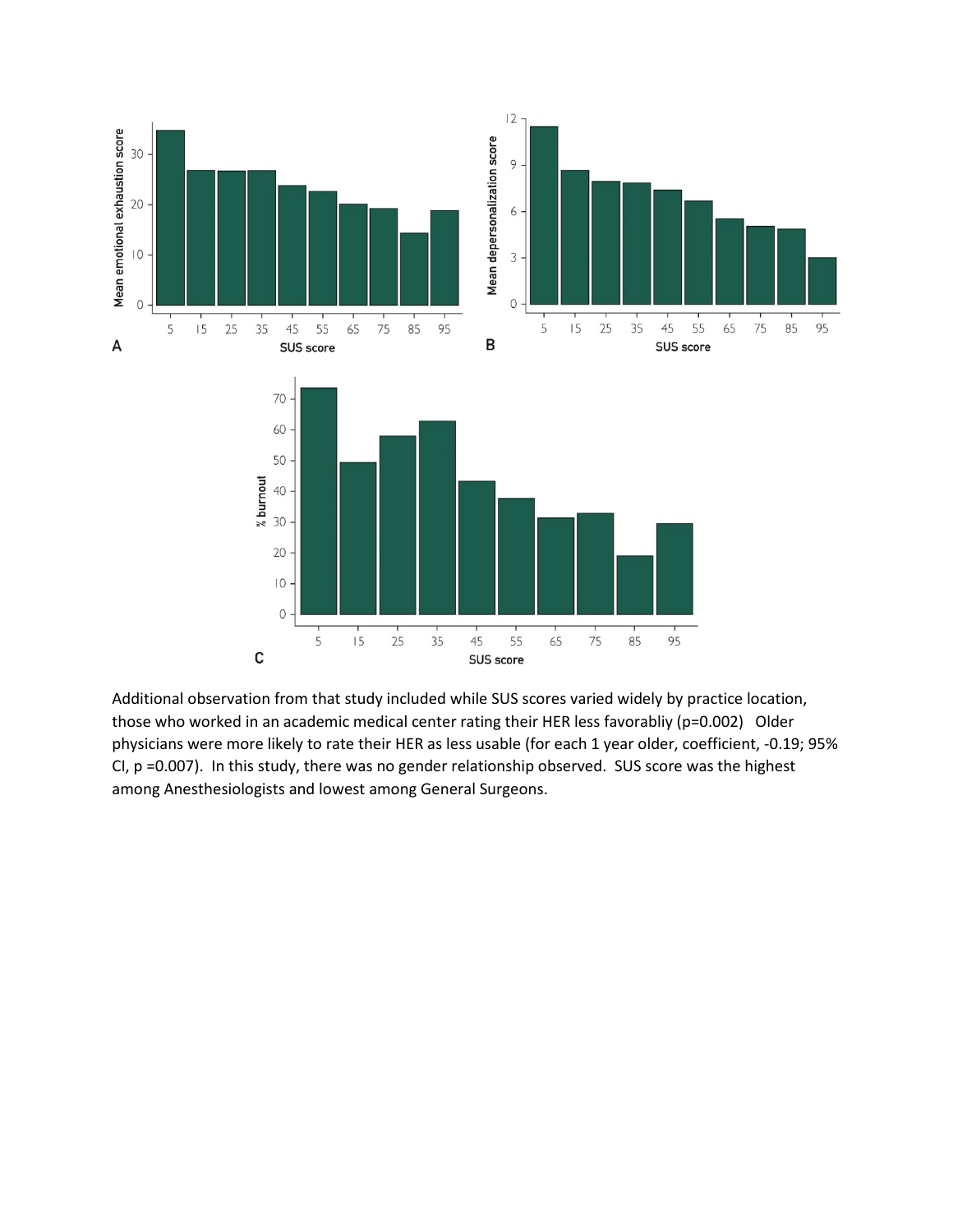Additional observation from that study included while SUS scores varied widely by practice location, those who worked in an academic medical center rating their HER less favorabliy ($p=0.002$) Older physicians were more likely to rate their HER as less usable (for each 1 year older, coefficient, -0.19; 95% CI, $p=0.007$). In this study, there was no gender relationship observed. SUS score was the highest among Anesthesiologists and lowest among General Surgeons.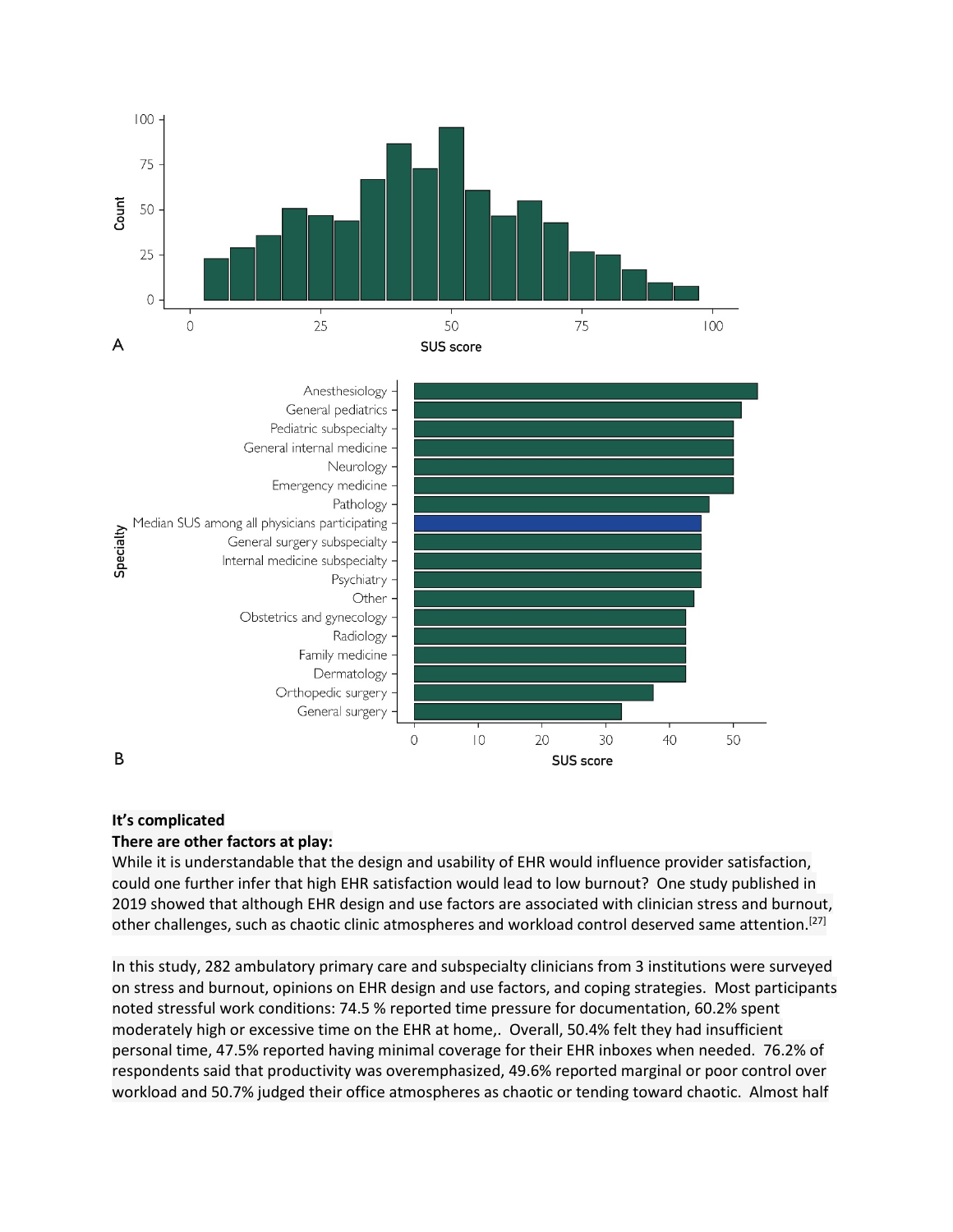**It's complicated**

**There are other factors at play:**

While it is understandable that the design and usability of EHR would influence provider satisfaction, could one further infer that high EHR satisfaction would lead to low burnout? One study published in 2019 showed that although EHR design and use factors are associated with clinician stress and burnout, other challenges, such as chaotic clinic atmospheres and workload control deserved same attention.[27]

In this study, 282 ambulatory primary care and subspecialty clinicians from 3 institutions were surveyed on stress and burnout, opinions on EHR design and use factors, and coping strategies. Most participants noted stressful work conditions: 74.5 % reported time pressure for documentation, 60.2% spent moderately high or excessive time on the EHR at home,. Overall, 50.4% felt they had insufficient personal time, 47.5% reported having minimal coverage for their EHR inboxes when needed. 76.2% of respondents said that productivity was overemphasized, 49.6% reported marginal or poor control over workload and 50.7% judged their office atmospheres as chaotic or tending toward chaotic. Almost half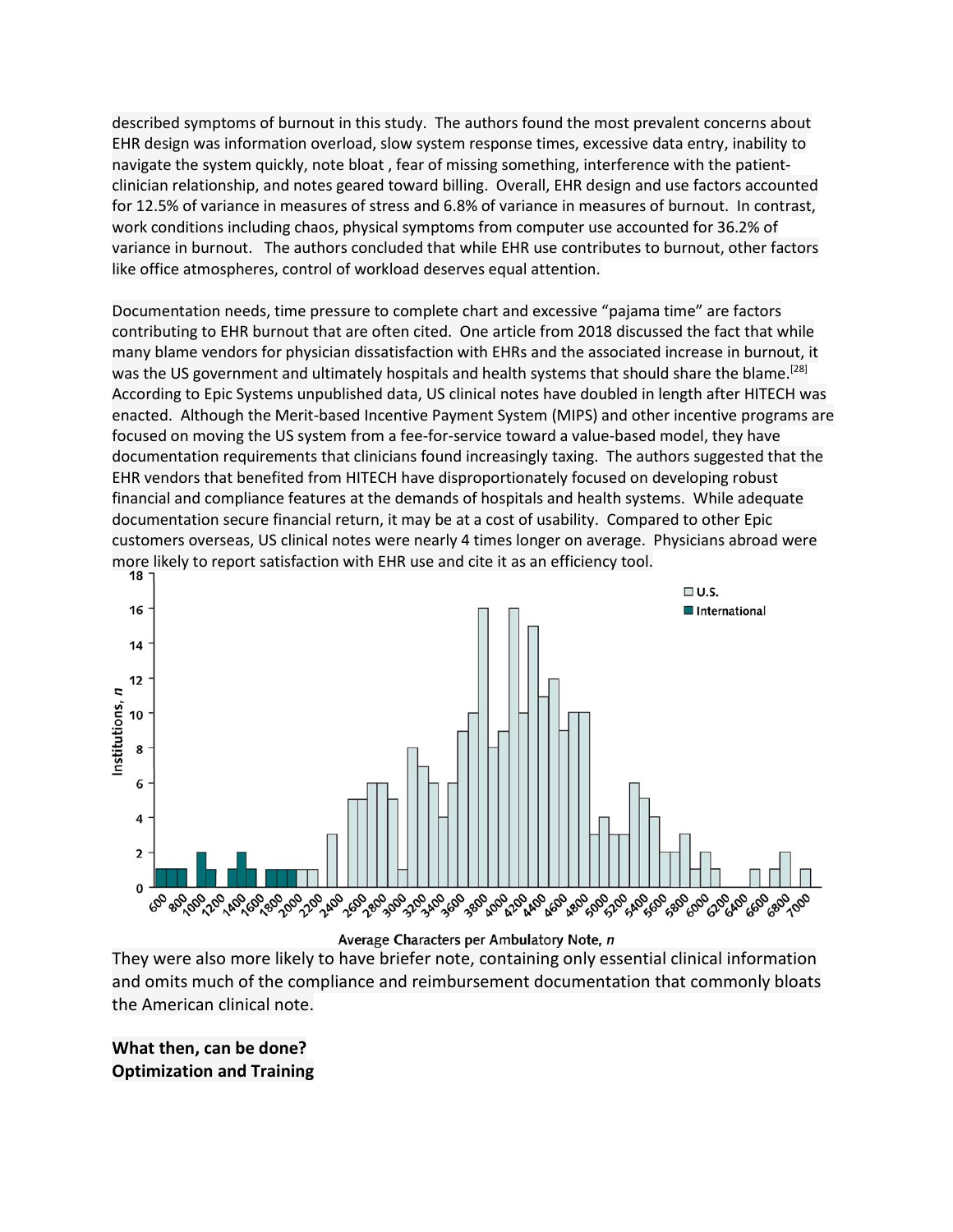described symptoms of burnout in this study. The authors found the most prevalent concerns about EHR design was information overload, slow system response times, excessive data entry, inability to navigate the system quickly, note bloat , fear of missing something, interference with the patient-clinician relationship, and notes geared toward billing. Overall, EHR design and use factors accounted for 12.5% of variance in measures of stress and 6.8% of variance in measures of burnout. In contrast, work conditions including chaos, physical symptoms from computer use accounted for 36.2% of variance in burnout. The authors concluded that while EHR use contributes to burnout, other factors like office atmospheres, control of workload deserves equal attention.

Documentation needs, time pressure to complete chart and excessive "pajama time" are factors contributing to EHR burnout that are often cited. One article from 2018 discussed the fact that while many blame vendors for physician dissatisfaction with EHRs and the associated increase in burnout, it was the US government and ultimately hospitals and health systems that should share the blame.[28] According to Epic Systems unpublished data, US clinical notes have doubled in length after HITECH was enacted. Although the Merit-based Incentive Payment System (MIPS) and other incentive programs are focused on moving the US system from a fee-for-service toward a value-based model, they have documentation requirements that clinicians found increasingly taxing. The authors suggested that the EHR vendors that benefited from HITECH have disproportionately focused on developing robust financial and compliance features at the demands of hospitals and health systems. While adequate documentation secure financial return, it may be at a cost of usability. Compared to other Epic customers overseas, US clinical notes were nearly 4 times longer on average. Physicians abroad were more likely to report satisfaction with EHR use and cite it as an efficiency tool.

They were also more likely to have briefer note, containing only essential clinical information and omits much of the compliance and reimbursement documentation that commonly bloats the American clinical note.

**What then, can be done?**
**Optimization and Training**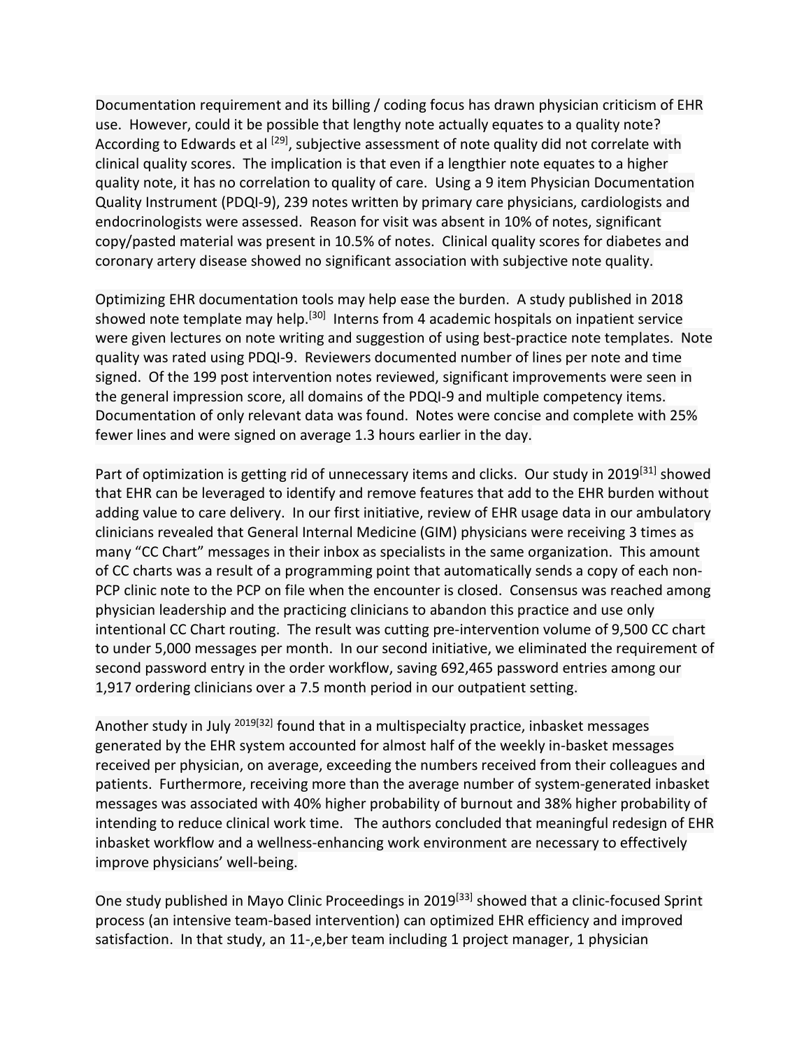Documentation requirement and its billing / coding focus has drawn physician criticism of EHR use. However, could it be possible that lengthy note actually equates to a quality note? According to Edwards et al [29], subjective assessment of note quality did not correlate with clinical quality scores. The implication is that even if a lengthier note equates to a higher quality note, it has no correlation to quality of care. Using a 9 item Physician Documentation Quality Instrument (PDQI-9), 239 notes written by primary care physicians, cardiologists and endocrinologists were assessed. Reason for visit was absent in 10% of notes, significant copy/pasted material was present in 10.5% of notes. Clinical quality scores for diabetes and coronary artery disease showed no significant association with subjective note quality.

Optimizing EHR documentation tools may help ease the burden. A study published in 2018 showed note template may help.[30] Interns from 4 academic hospitals on inpatient service were given lectures on note writing and suggestion of using best-practice note templates. Note quality was rated using PDQI-9. Reviewers documented number of lines per note and time signed. Of the 199 post intervention notes reviewed, significant improvements were seen in the general impression score, all domains of the PDQI-9 and multiple competency items. Documentation of only relevant data was found. Notes were concise and complete with 25% fewer lines and were signed on average 1.3 hours earlier in the day.

Part of optimization is getting rid of unnecessary items and clicks. Our study in 2019[31] showed that EHR can be leveraged to identify and remove features that add to the EHR burden without adding value to care delivery. In our first initiative, review of EHR usage data in our ambulatory clinicians revealed that General Internal Medicine (GIM) physicians were receiving 3 times as many "CC Chart" messages in their inbox as specialists in the same organization. This amount of CC charts was a result of a programming point that automatically sends a copy of each non-PCP clinic note to the PCP on file when the encounter is closed. Consensus was reached among physician leadership and the practicing clinicians to abandon this practice and use only intentional CC Chart routing. The result was cutting pre-intervention volume of 9,500 CC chart to under 5,000 messages per month. In our second initiative, we eliminated the requirement of second password entry in the order workflow, saving 692,465 password entries among our 1,917 ordering clinicians over a 7.5 month period in our outpatient setting.

Another study in July 2019[32] found that in a multispecialty practice, inbasket messages generated by the EHR system accounted for almost half of the weekly in-basket messages received per physician, on average, exceeding the numbers received from their colleagues and patients. Furthermore, receiving more than the average number of system-generated inbasket messages was associated with 40% higher probability of burnout and 38% higher probability of intending to reduce clinical work time. The authors concluded that meaningful redesign of EHR inbasket workflow and a wellness-enhancing work environment are necessary to effectively improve physicians' well-being.

One study published in Mayo Clinic Proceedings in 2019[33] showed that a clinic-focused Sprint process (an intensive team-based intervention) can optimized EHR efficiency and improved satisfaction. In that study, an 11-,e,ber team including 1 project manager, 1 physician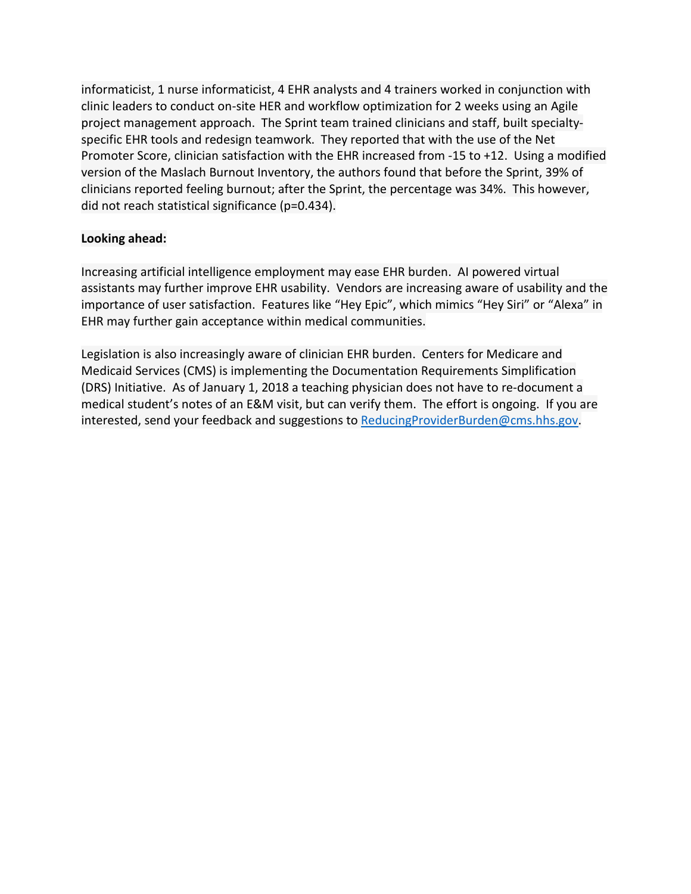informaticist, 1 nurse informaticist, 4 EHR analysts and 4 trainers worked in conjunction with clinic leaders to conduct on-site HER and workflow optimization for 2 weeks using an Agile project management approach. The Sprint team trained clinicians and staff, built specialty-specific EHR tools and redesign teamwork. They reported that with the use of the Net Promoter Score, clinician satisfaction with the EHR increased from -15 to +12. Using a modified version of the Maslach Burnout Inventory, the authors found that before the Sprint, 39% of clinicians reported feeling burnout; after the Sprint, the percentage was 34%. This however, did not reach statistical significance (p=0.434).

**Looking ahead:**

Increasing artificial intelligence employment may ease EHR burden. AI powered virtual assistants may further improve EHR usability. Vendors are increasing aware of usability and the importance of user satisfaction. Features like "Hey Epic", which mimics "Hey Siri" or "Alexa" in EHR may further gain acceptance within medical communities.

Legislation is also increasingly aware of clinician EHR burden. Centers for Medicare and Medicaid Services (CMS) is implementing the Documentation Requirements Simplification (DRS) Initiative. As of January 1, 2018 a teaching physician does not have to re-document a medical student's notes of an E&M visit, but can verify them. The effort is ongoing. If you are interested, send your feedback and suggestions to ReducingProviderBurden@cms.hhs.gov.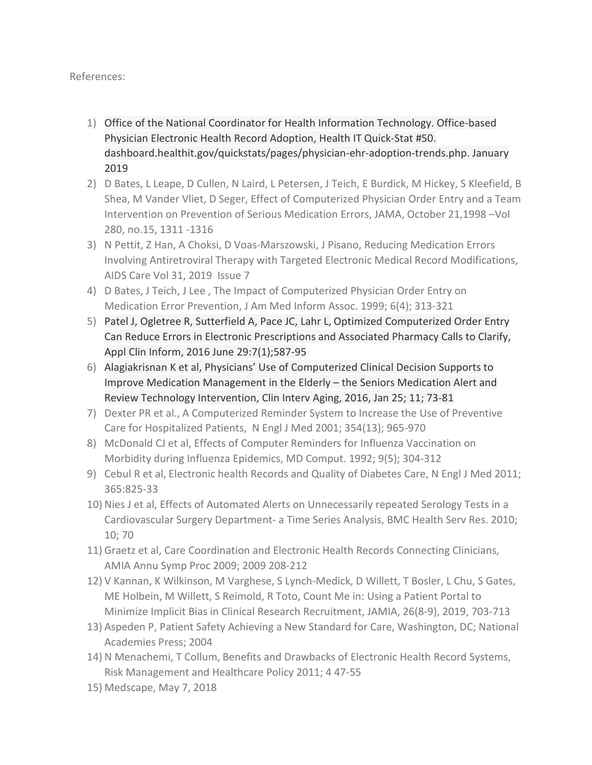References:

1) Office of the National Coordinator for Health Information Technology. Office-based Physician Electronic Health Record Adoption, Health IT Quick-Stat #50. dashboard.healthit.gov/quickstats/pages/physician-ehr-adoption-trends.php. January 2019
2) D Bates, L Leape, D Cullen, N Laird, L Petersen, J Teich, E Burdick, M Hickey, S Kleefield, B Shea, M Vander Vliet, D Seger, Effect of Computerized Physician Order Entry and a Team Intervention on Prevention of Serious Medication Errors, JAMA, October 21,1998 –Vol 280, no.15, 1311 -1316
3) N Pettit, Z Han, A Choksi, D Voas-Marszowski, J Pisano, Reducing Medication Errors Involving Antiretroviral Therapy with Targeted Electronic Medical Record Modifications, AIDS Care Vol 31, 2019 Issue 7
4) D Bates, J Teich, J Lee , The Impact of Computerized Physician Order Entry on Medication Error Prevention, J Am Med Inform Assoc. 1999; 6(4); 313-321
5) Patel J, Ogletree R, Sutterfield A, Pace JC, Lahr L, Optimized Computerized Order Entry Can Reduce Errors in Electronic Prescriptions and Associated Pharmacy Calls to Clarify, Appl Clin Inform, 2016 June 29:7(1);587-95
6) Alagiakrisnan K et al, Physicians' Use of Computerized Clinical Decision Supports to Improve Medication Management in the Elderly – the Seniors Medication Alert and Review Technology Intervention, Clin Interv Aging, 2016, Jan 25; 11; 73-81
7) Dexter PR et al., A Computerized Reminder System to Increase the Use of Preventive Care for Hospitalized Patients, N Engl J Med 2001; 354(13); 965-970
8) McDonald CJ et al, Effects of Computer Reminders for Influenza Vaccination on Morbidity during Influenza Epidemics, MD Comput. 1992; 9(5); 304-312
9) Cebul R et al, Electronic health Records and Quality of Diabetes Care, N Engl J Med 2011; 365:825-33
10) Nies J et al, Effects of Automated Alerts on Unnecessarily repeated Serology Tests in a Cardiovascular Surgery Department- a Time Series Analysis, BMC Health Serv Res. 2010; 10; 70
11) Graetz et al, Care Coordination and Electronic Health Records Connecting Clinicians, AMIA Annu Symp Proc 2009; 2009 208-212
12) V Kannan, K Wilkinson, M Varghese, S Lynch-Medick, D Willett, T Bosler, L Chu, S Gates, ME Holbein, M Willett, S Reimold, R Toto, Count Me in: Using a Patient Portal to Minimize Implicit Bias in Clinical Research Recruitment, JAMIA, 26(8-9), 2019, 703-713
13) Aspeden P, Patient Safety Achieving a New Standard for Care, Washington, DC; National Academies Press; 2004
14) N Menachemi, T Collum, Benefits and Drawbacks of Electronic Health Record Systems, Risk Management and Healthcare Policy 2011; 4 47-55
15) Medscape, May 7, 2018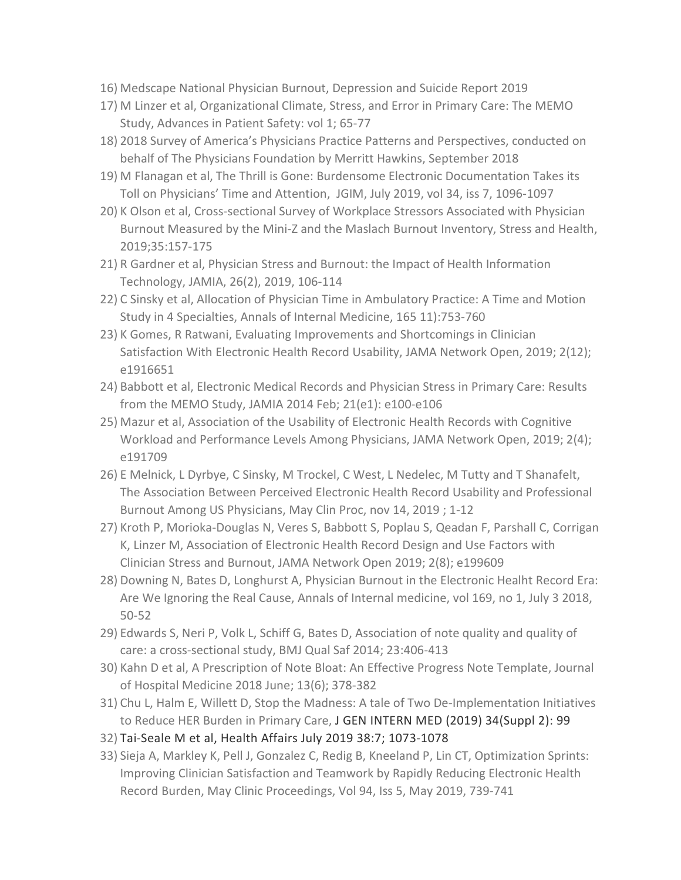16) Medscape National Physician Burnout, Depression and Suicide Report 2019
17) M Linzer et al, Organizational Climate, Stress, and Error in Primary Care: The MEMO Study, Advances in Patient Safety: vol 1; 65-77
18) 2018 Survey of America's Physicians Practice Patterns and Perspectives, conducted on behalf of The Physicians Foundation by Merritt Hawkins, September 2018
19) M Flanagan et al, The Thrill is Gone: Burdensome Electronic Documentation Takes its Toll on Physicians' Time and Attention, JGIM, July 2019, vol 34, iss 7, 1096-1097
20) K Olson et al, Cross-sectional Survey of Workplace Stressors Associated with Physician Burnout Measured by the Mini-Z and the Maslach Burnout Inventory, Stress and Health, 2019;35:157-175
21) R Gardner et al, Physician Stress and Burnout: the Impact of Health Information Technology, JAMIA, 26(2), 2019, 106-114
22) C Sinsky et al, Allocation of Physician Time in Ambulatory Practice: A Time and Motion Study in 4 Specialties, Annals of Internal Medicine, 165 11):753-760
23) K Gomes, R Ratwani, Evaluating Improvements and Shortcomings in Clinician Satisfaction With Electronic Health Record Usability, JAMA Network Open, 2019; 2(12); e1916651
24) Babbott et al, Electronic Medical Records and Physician Stress in Primary Care: Results from the MEMO Study, JAMIA 2014 Feb; 21(e1): e100-e106
25) Mazur et al, Association of the Usability of Electronic Health Records with Cognitive Workload and Performance Levels Among Physicians, JAMA Network Open, 2019; 2(4); e191709
26) E Melnick, L Dyrbye, C Sinsky, M Trockel, C West, L Nedelec, M Tutty and T Shanafelt, The Association Between Perceived Electronic Health Record Usability and Professional Burnout Among US Physicians, May Clin Proc, nov 14, 2019 ; 1-12
27) Kroth P, Morioka-Douglas N, Veres S, Babbott S, Poplau S, Qeadan F, Parshall C, Corrigan K, Linzer M, Association of Electronic Health Record Design and Use Factors with Clinician Stress and Burnout, JAMA Network Open 2019; 2(8); e199609
28) Downing N, Bates D, Longhurst A, Physician Burnout in the Electronic Healht Record Era: Are We Ignoring the Real Cause, Annals of Internal medicine, vol 169, no 1, July 3 2018, 50-52
29) Edwards S, Neri P, Volk L, Schiff G, Bates D, Association of note quality and quality of care: a cross-sectional study, BMJ Qual Saf 2014; 23:406-413
30) Kahn D et al, A Prescription of Note Bloat: An Effective Progress Note Template, Journal of Hospital Medicine 2018 June; 13(6); 378-382
31) Chu L, Halm E, Willett D, Stop the Madness: A tale of Two De-Implementation Initiatives to Reduce HER Burden in Primary Care, J GEN INTERN MED (2019) 34(Suppl 2): 99
32) Tai-Seale M et al, Health Affairs July 2019 38:7; 1073-1078
33) Sieja A, Markley K, Pell J, Gonzalez C, Redig B, Kneeland P, Lin CT, Optimization Sprints: Improving Clinician Satisfaction and Teamwork by Rapidly Reducing Electronic Health Record Burden, May Clinic Proceedings, Vol 94, Iss 5, May 2019, 739-741